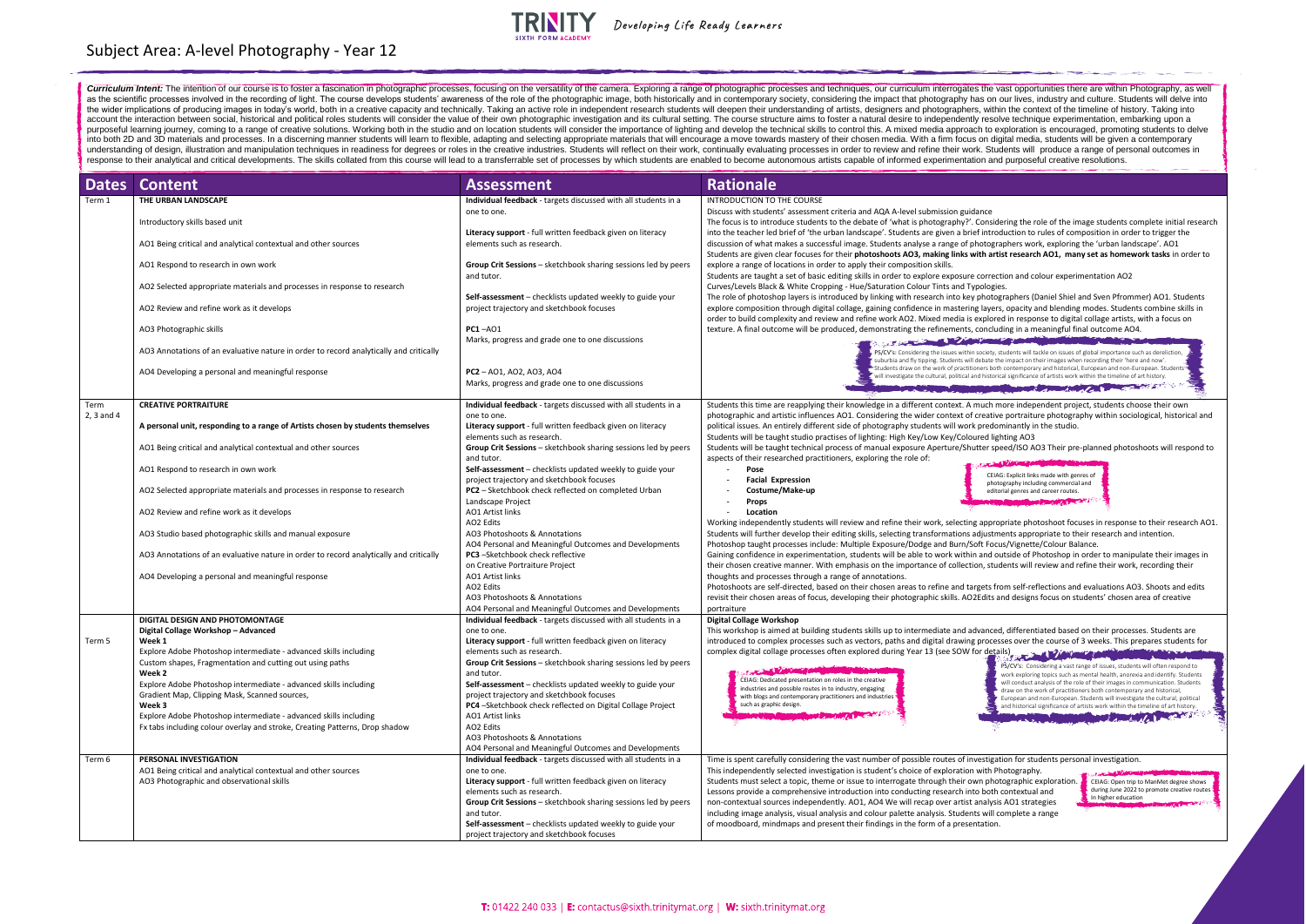# Subject Area: A-level Photography - Year 12

TRINITY SIXTH FORM ACADEMY *Developing Life Ready Learners*

***Curriculum Intent:*** The intention of our course is to foster a fascination in photographic processes, focusing on the versatility of the camera. Exploring a range of photographic processes and techniques, our curriculum interrogates the vast opportunities there are within Photography, as well as the scientific processes involved in the recording of light. The course develops students' awareness of the role of the photographic image, both historically and in contemporary society, considering the impact that photography has on our lives, industry and culture. Students will delve into the wider implications of producing images in today's world, both in a creative capacity and technically. Taking an active role in independent research students will deepen their understanding of artists, designers and photographers, within the context of the timeline of history. Taking into account the interaction between social, historical and political roles students will consider the value of their own photographic investigation and its cultural setting. The course structure aims to foster a natural desire to independently resolve technique experimentation, embarking upon a purposeful learning journey, coming to a range of creative solutions. Working both in the studio and on location students will consider the importance of lighting and develop the technical skills to control this. A mixed media approach to exploration is encouraged, promoting students to delve into both 2D and 3D materials and processes. In a discerning manner students will learn to flexible, adapting and selecting appropriate materials that will encourage a move towards mastery of their chosen media. With a firm focus on digital media, students will be given a contemporary understanding of design, illustration and manipulation techniques in readiness for degrees or roles in the creative industries. Students will reflect on their work, continually evaluating processes in order to review and refine their work. Students will produce a range of personal outcomes in response to their analytical and critical developments. The skills collated from this course will lead to a transferrable set of processes by which students are enabled to become autonomous artists capable of informed experimentation and purposeful creative resolutions.

| Dates | Content | Assessment | Rationale |
|---|---|---|---|
| Term 1 | **THE URBAN LANDSCAPE**<br><br>Introductory skills based unit<br><br>AO1 Being critical and analytical contextual and other sources<br><br>AO1 Respond to research in own work<br><br>AO2 Selected appropriate materials and processes in response to research<br><br>AO2 Review and refine work as it develops<br><br>AO3 Photographic skills<br><br>AO3 Annotations of an evaluative nature in order to record analytically and critically<br><br>AO4 Developing a personal and meaningful response | **Individual feedback** - targets discussed with all students in a one to one.<br><br>**Literacy support** - full written feedback given on literacy elements such as research.<br><br>**Group Crit Sessions** – sketchbook sharing sessions led by peers and tutor.<br><br>**Self-assessment** – checklists updated weekly to guide your project trajectory and sketchbook focuses<br><br>**PC1** –AO1<br>Marks, progress and grade one to one discussions<br><br>**PC2** – AO1, AO2, AO3, AO4<br>Marks, progress and grade one to one discussions | INTRODUCTION TO THE COURSE<br>Discuss with students' assessment criteria and AQA A-level submission guidance<br>The focus is to introduce students to the debate of 'what is photography?'. Considering the role of the image students complete initial research into the teacher led brief of 'the urban landscape'. Students are given a brief introduction to rules of composition in order to trigger the discussion of what makes a successful image. Students analyse a range of photographers work, exploring the 'urban landscape'. AO1<br>Students are given clear focuses for their **photoshoots AO3, making links with artist research AO1, many set as homework tasks** in order to explore a range of locations in order to apply their composition skills.<br>Students are taught a set of basic editing skills in order to explore exposure correction and colour experimentation AO2<br>Curves/Levels Black & White Cropping - Hue/Saturation Colour Tints and Typologies.<br>The role of photoshop layers is introduced by linking with research into key photographers (Daniel Shiel and Sven Pfrommer) AO1. Students explore composition through digital collage, gaining confidence in mastering layers, opacity and blending modes. Students combine skills in order to build complexity and review and refine work AO2. Mixed media is explored in response to digital collage artists, with a focus on texture. A final outcome will be produced, demonstrating the refinements, concluding in a meaningful final outcome AO4.<br><br>PS/CV's: Considering the issues within society, students will tackle on issues of global importance such as dereliction, suburbia and fly tipping. Students will debate the impact on their images when recording their 'here and now'. Students draw on the work of practitioners both contemporary and historical, European and non-European. Students will investigate the cultural, political and historical significance of artists work within the timeline of art history. |
| Term 2, 3 and 4 | **CREATIVE PORTRAITURE**<br><br>**A personal unit, responding to a range of Artists chosen by students themselves**<br><br>AO1 Being critical and analytical contextual and other sources<br><br>AO1 Respond to research in own work<br><br>AO2 Selected appropriate materials and processes in response to research<br><br>AO2 Review and refine work as it develops<br><br>AO3 Studio based photographic skills and manual exposure<br><br>AO3 Annotations of an evaluative nature in order to record analytically and critically<br><br>AO4 Developing a personal and meaningful response | **Individual feedback** - targets discussed with all students in a one to one.<br>**Literacy support** - full written feedback given on literacy elements such as research.<br>**Group Crit Sessions** – sketchbook sharing sessions led by peers and tutor.<br>**Self-assessment** – checklists updated weekly to guide your project trajectory and sketchbook focuses<br>**PC2** – Sketchbook check reflected on completed Urban Landscape Project<br>AO1 Artist links<br>AO2 Edits<br>AO3 Photoshoots & Annotations<br>AO4 Personal and Meaningful Outcomes and Developments<br>**PC3** –Sketchbook check reflective on Creative Portraiture Project<br>AO1 Artist links<br>AO2 Edits<br>AO3 Photoshoots & Annotations<br>AO4 Personal and Meaningful Outcomes and Developments | Students this time are reapplying their knowledge in a different context. A much more independent project, students choose their own photographic and artistic influences AO1. Considering the wider context of creative portraiture photography within sociological, historical and political issues. An entirely different side of photography students will work predominantly in the studio.<br>Students will be taught studio practises of lighting: High Key/Low Key/Coloured lighting AO3<br>Students will be taught technical process of manual exposure Aperture/Shutter speed/ISO AO3 Their pre-planned photoshoots will respond to aspects of their researched practitioners, exploring the role of:<br>- **Pose**<br>- **Facial Expression**<br>- **Costume/Make-up**<br>- **Props**<br>- **Location**<br><br>CEIAG: Explicit links made with genres of photography including commercial and editorial genres and career routes.<br><br>Working independently students will review and refine their work, selecting appropriate photoshoot focuses in response to their research AO1. Students will further develop their editing skills, selecting transformations adjustments appropriate to their research and intention.<br>Photoshop taught processes include: Multiple Exposure/Dodge and Burn/Soft Focus/Vignette/Colour Balance.<br>Gaining confidence in experimentation, students will be able to work within and outside of Photoshop in order to manipulate their images in their chosen creative manner. With emphasis on the importance of collection, students will review and refine their work, recording their thoughts and processes through a range of annotations.<br>Photoshoots are self-directed, based on their chosen areas to refine and targets from self-reflections and evaluations AO3. Shoots and edits revisit their chosen areas of focus, developing their photographic skills. AO2Edits and designs focus on students' chosen area of creative portraiture |
| Term 5 | **DIGITAL DESIGN AND PHOTOMONTAGE**<br>**Digital Collage Workshop – Advanced**<br>**Week 1**<br>Explore Adobe Photoshop intermediate - advanced skills including<br>Custom shapes, Fragmentation and cutting out using paths<br>**Week 2**<br>Explore Adobe Photoshop intermediate - advanced skills including<br>Gradient Map, Clipping Mask, Scanned sources,<br>**Week 3**<br>Explore Adobe Photoshop intermediate - advanced skills including<br>Fx tabs including colour overlay and stroke, Creating Patterns, Drop shadow | **Individual feedback** - targets discussed with all students in a one to one.<br>**Literacy support** - full written feedback given on literacy elements such as research.<br>**Group Crit Sessions** – sketchbook sharing sessions led by peers and tutor.<br>**Self-assessment** – checklists updated weekly to guide your project trajectory and sketchbook focuses<br>**PC4** –Sketchbook check reflected on Digital Collage Project<br>AO1 Artist links<br>AO2 Edits<br>AO3 Photoshoots & Annotations<br>AO4 Personal and Meaningful Outcomes and Developments | **Digital Collage Workshop**<br>This workshop is aimed at building students skills up to intermediate and advanced, differentiated based on their processes. Students are introduced to complex processes such as vectors, paths and digital drawing processes over the course of 3 weeks. This prepares students for complex digital collage processes often explored during Year 13 (see SOW for details)<br><br>CEIAG: Dedicated presentation on roles in the creative industries and possible routes in to industry, engaging with blogs and contemporary practitioners and industries such as graphic design.<br><br>PS/CV's: Considering a vast range of issues, students will often respond to work exploring topics such as mental health, anorexia and identify. Students will conduct analysis of the role of their images in communication. Students draw on the work of practitioners both contemporary and historical, European and non-European. Students will investigate the cultural, political and historical significance of artists work within the timeline of art history. |
| Term 6 | **PERSONAL INVESTIGATION**<br>AO1 Being critical and analytical contextual and other sources<br>AO3 Photographic and observational skills | **Individual feedback** - targets discussed with all students in a one to one.<br>**Literacy support** - full written feedback given on literacy elements such as research.<br>**Group Crit Sessions** – sketchbook sharing sessions led by peers and tutor.<br>**Self-assessment** – checklists updated weekly to guide your project trajectory and sketchbook focuses | Time is spent carefully considering the vast number of possible routes of investigation for students personal investigation.<br>This independently selected investigation is student's choice of exploration with Photography.<br>Students must select a topic, theme or issue to interrogate through their own photographic exploration. Lessons provide a comprehensive introduction into conducting research into both contextual and non-contextual sources independently. AO1, AO4 We will recap over artist analysis AO1 strategies including image analysis, visual analysis and colour palette analysis. Students will complete a range of moodboard, mindmaps and present their findings in the form of a presentation.<br><br>CEIAG: Open trip to ManMet degree shows during June 2022 to promote creative routes in higher education |

**T:** 01422 240 033 | **E:** contactus@sixth.trinitymat.org | **W:** sixth.trinitymat.org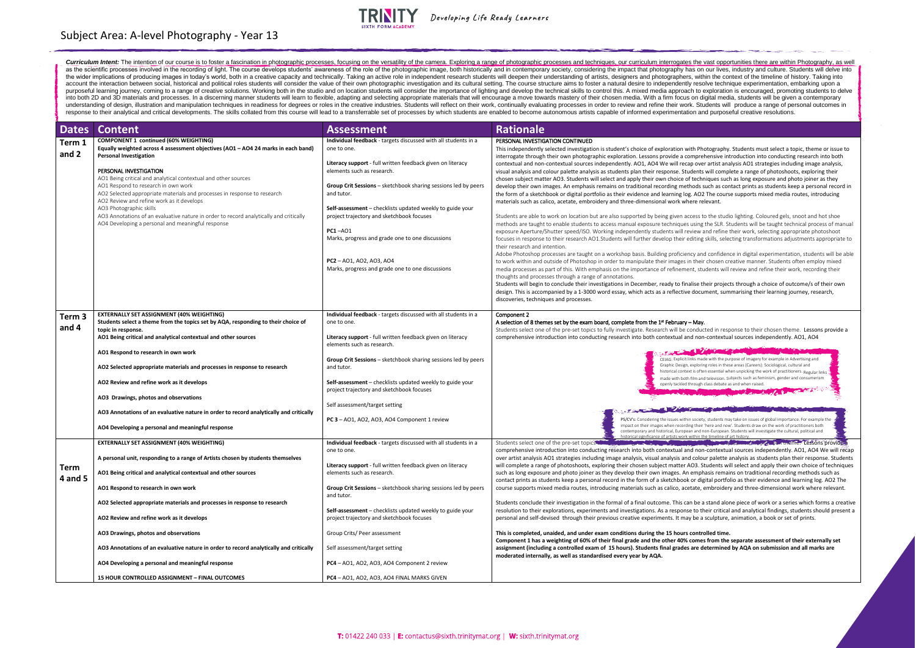# Subject Area: A-level Photography - Year 13

TRINITY SIXTH FORM ACADEMY *Developing Life Ready Learners*

***Curriculum Intent:*** The intention of our course is to foster a fascination in photographic processes, focusing on the versatility of the camera. Exploring a range of photographic processes and techniques, our curriculum interrogates the vast opportunities there are within Photography, as well as the scientific processes involved in the recording of light. The course develops students' awareness of the role of the photographic image, both historically and in contemporary society, considering the impact that photography has on our lives, industry and culture. Students will delve into the wider implications of producing images in today's world, both in a creative capacity and technically. Taking an active role in independent research students will deepen their understanding of artists, designers and photographers, within the context of the timeline of history. Taking into account the interaction between social, historical and political roles students will consider the value of their own photographic investigation and its cultural setting. The course structure aims to foster a natural desire to independently resolve technique experimentation, embarking upon a purposeful learning journey, coming to a range of creative solutions. Working both in the studio and on location students will consider the importance of lighting and develop the technical skills to control this. A mixed media approach to exploration is encouraged, promoting students to delve into both 2D and 3D materials and processes. In a discerning manner students will learn to flexible, adapting and selecting appropriate materials that will encourage a move towards mastery of their chosen media. With a firm focus on digital media, students will be given a contemporary understanding of design, illustration and manipulation techniques in readiness for degrees or roles in the creative industries. Students will reflect on their work, continually evaluating processes in order to review and refine their work. Students will produce a range of personal outcomes in response to their analytical and critical developments. The skills collated from this course will lead to a transferrable set of processes by which students are enabled to become autonomous artists capable of informed experimentation and purposeful creative resolutions.

| Dates | Content | Assessment | Rationale |
|---|---|---|---|
| Term 1 and 2 | **COMPONENT 1 continued (60% WEIGHTING)**<br>**Equally weighted across 4 assessment objectives (AO1 – AO4 24 marks in each band)**<br>**Personal Investigation**<br><br>PERSONAL INVESTIGATION<br>AO1 Being critical and analytical contextual and other sources<br>AO1 Respond to research in own work<br>AO2 Selected appropriate materials and processes in response to research<br>AO2 Review and refine work as it develops<br>AO3 Photographic skills<br>AO3 Annotations of an evaluative nature in order to record analytically and critically<br>AO4 Developing a personal and meaningful response | **Individual feedback** - targets discussed with all students in a one to one.<br><br>**Literacy support** - full written feedback given on literacy elements such as research.<br><br>**Group Crit Sessions** – sketchbook sharing sessions led by peers and tutor.<br><br>**Self-assessment** – checklists updated weekly to guide your project trajectory and sketchbook focuses<br><br>**PC1** –AO1<br>Marks, progress and grade one to one discussions<br><br>**PC2** – AO1, AO2, AO3, AO4<br>Marks, progress and grade one to one discussions | PERSONAL INVESTIGATION CONTINUED<br>This independently selected investigation is student's choice of exploration with Photography. Students must select a topic, theme or issue to interrogate through their own photographic exploration. Lessons provide a comprehensive introduction into conducting research into both contextual and non-contextual sources independently. AO1, AO4 We will recap over artist analysis AO1 strategies including image analysis, visual analysis and colour palette analysis as students plan their response. Students will complete a range of photoshoots, exploring their chosen subject matter AO3. Students will select and apply their own choice of techniques such as long exposure and photo joiner as they develop their own images. An emphasis remains on traditional recording methods such as contact prints as students keep a personal record in the form of a sketchbook or digital portfolio as their evidence and learning log. AO2 The course supports mixed media routes, introducing materials such as calico, acetate, embroidery and three-dimensional work where relevant.<br><br>Students are able to work on location but are also supported by being given access to the studio lighting. Coloured gels, snoot and hot shoe methods are taught to enable students to access manual exposure techniques using the SLR. Students will be taught technical process of manual exposure Aperture/Shutter speed/ISO. Working independently students will review and refine their work, selecting appropriate photoshoot focuses in response to their research AO1.Students will further develop their editing skills, selecting transformations adjustments appropriate to their research and intention.<br>Adobe Photoshop processes are taught on a workshop basis. Building proficiency and confidence in digital experimentation, students will be able to work within and outside of Photoshop in order to manipulate their images in their chosen creative manner. Students often employ mixed media processes as part of this. With emphasis on the importance of refinement, students will review and refine their work, recording their thoughts and processes through a range of annotations.<br>Students will begin to conclude their investigations in December, ready to finalise their projects through a choice of outcome/s of their own design. This is accompanied by a 1-3000 word essay, which acts as a reflective document, summarising their learning journey, research, discoveries, techniques and processes. |
| Term 3 and 4 | **EXTERNALLY SET ASSIGNMENT (40% WEIGHTING)**<br>**Students select a theme from the topics set by AQA, responding to their choice of topic in response.**<br>**AO1 Being critical and analytical contextual and other sources**<br><br>**AO1 Respond to research in own work**<br><br>**AO2 Selected appropriate materials and processes in response to research**<br><br>**AO2 Review and refine work as it develops**<br><br>**AO3 Drawings, photos and observations**<br><br>**AO3 Annotations of an evaluative nature in order to record analytically and critically**<br><br>**AO4 Developing a personal and meaningful response** | **Individual feedback** - targets discussed with all students in a one to one.<br><br>**Literacy support** - full written feedback given on literacy elements such as research.<br><br>**Group Crit Sessions** – sketchbook sharing sessions led by peers and tutor.<br><br>**Self-assessment** – checklists updated weekly to guide your project trajectory and sketchbook focuses<br><br>Self assessment/target setting<br><br>**PC 3** – AO1, AO2, AO3, AO4 Component 1 review | Component 2<br>**A selection of 8 themes set by the exam board, complete from the 1st February – May.**<br>Students select one of the pre-set topics to fully investigate. Research will be conducted in response to their chosen theme. Lessons provide a comprehensive introduction into conducting research into both contextual and non-contextual sources independently. AO1, AO4<br><br>CEIAG: Explicit links made with the purpose of imagery for example in Advertising and Graphic Design, exploring roles in these areas (Careers). Sociological, cultural and historical context is often essential when unpicking the work of practitioners. Regular links made with both film and television. Subjects such as feminism, gender and consumerism openly tackled through class debate as and when raised.<br><br>**PS/CV's:** Considering the issues within society, students may take on issues of global importance. For example the impact on their images when recording their 'here and now'. Students draw on the work of practitioners both contemporary and historical, European and non-European. Students will investigate the cultural, political and historical significance of artists work within the timeline of art history. |
| Term 4 and 5 | **EXTERNALLY SET ASSIGNMENT (40% WEIGHTING)**<br><br>**A personal unit, responding to a range of Artists chosen by students themselves**<br><br>**AO1 Being critical and analytical contextual and other sources**<br><br>**AO1 Respond to research in own work**<br><br>**AO2 Selected appropriate materials and processes in response to research**<br><br>**AO2 Review and refine work as it develops**<br><br>**AO3 Drawings, photos and observations**<br><br>**AO3 Annotations of an evaluative nature in order to record analytically and critically**<br><br>**AO4 Developing a personal and meaningful response**<br><br>**15 HOUR CONTROLLED ASSIGNMENT – FINAL OUTCOMES** | **Individual feedback** - targets discussed with all students in a one to one.<br><br>**Literacy support** - full written feedback given on literacy elements such as research.<br><br>**Group Crit Sessions** – sketchbook sharing sessions led by peers and tutor.<br><br>**Self-assessment** – checklists updated weekly to guide your project trajectory and sketchbook focuses<br><br>Group Crits/ Peer assessment<br><br>Self assessment/target setting<br><br>**PC4** – AO1, AO2, AO3, AO4 Component 2 review<br><br>**PC4** – AO1, AO2, AO3, AO4 FINAL MARKS GIVEN | Students select one of the pre-set topics ... theme. Lessons provide a comprehensive introduction into conducting research into both contextual and non-contextual sources independently. AO1, AO4 We will recap over artist analysis AO1 strategies including image analysis, visual analysis and colour palette analysis as students plan their response. Students will complete a range of photoshoots, exploring their chosen subject matter AO3. Students will select and apply their own choice of techniques such as long exposure and photo joiner as they develop their own images. An emphasis remains on traditional recording methods such as contact prints as students keep a personal record in the form of a sketchbook or digital portfolio as their evidence and learning log. AO2 The course supports mixed media routes, introducing materials such as calico, acetate, embroidery and three-dimensional work where relevant.<br><br>Students conclude their investigation in the formal of a final outcome. This can be a stand alone piece of work or a series which forms a creative resolution to their explorations, experiments and investigations. As a response to their critical and analytical findings, students should present a personal and self-devised through their previous creative experiments. It may be a sculpture, animation, a book or set of prints.<br><br>**This is completed, unaided, and under exam conditions during the 15 hours controlled time.**<br>**Component 1 has a weighting of 60% of their final grade and the other 40% comes from the separate assessment of their externally set assignment (including a controlled exam of 15 hours). Students final grades are determined by AQA on submission and all marks are moderated internally, as well as standardised every year by AQA.** |

T: 01422 240 033 | E: contactus@sixth.trinitymat.org | W: sixth.trinitymat.org